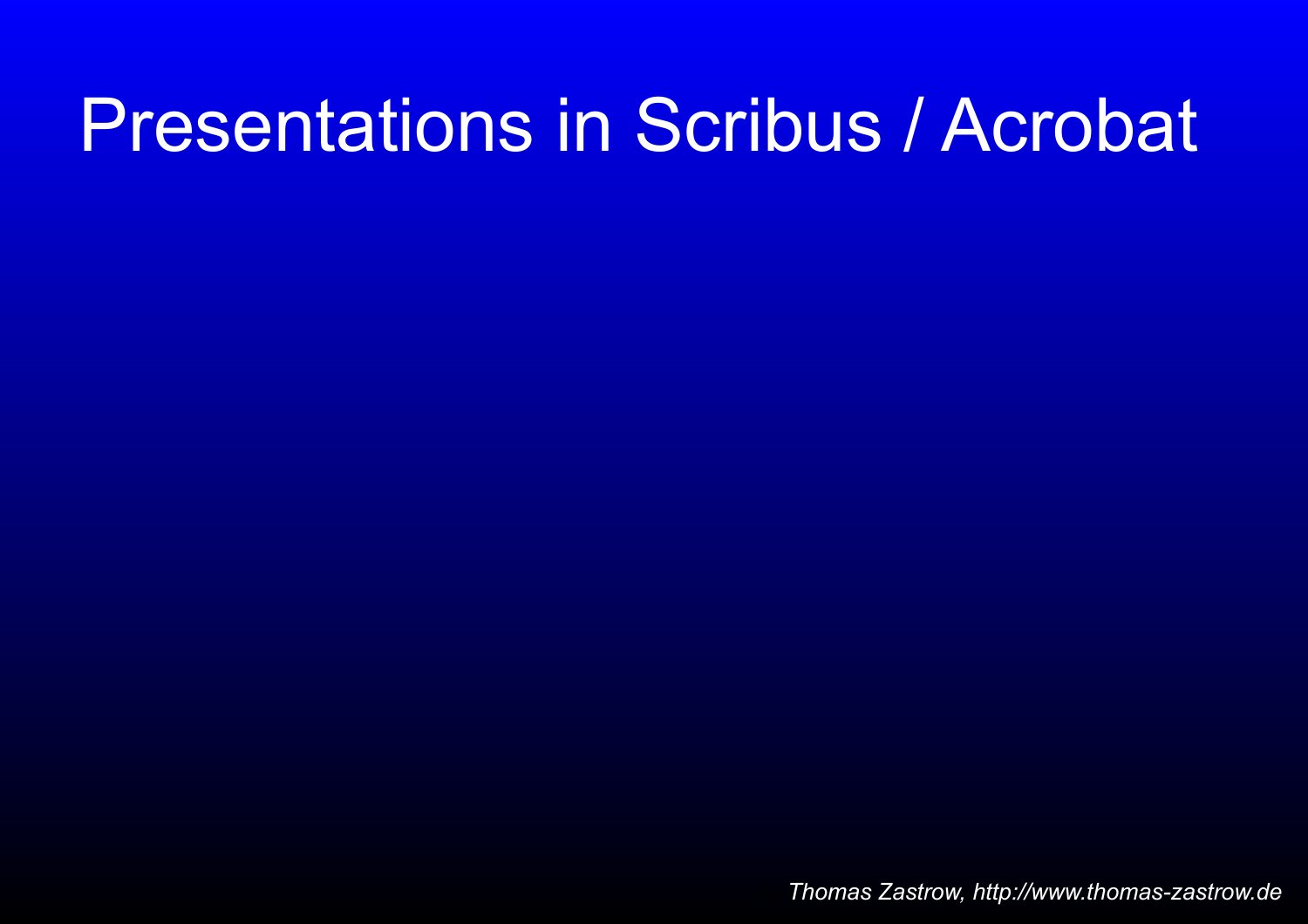# Presentations in Scribus / Acrobat

*Thomas Zastrow, http://www.thomas-zastrow.de*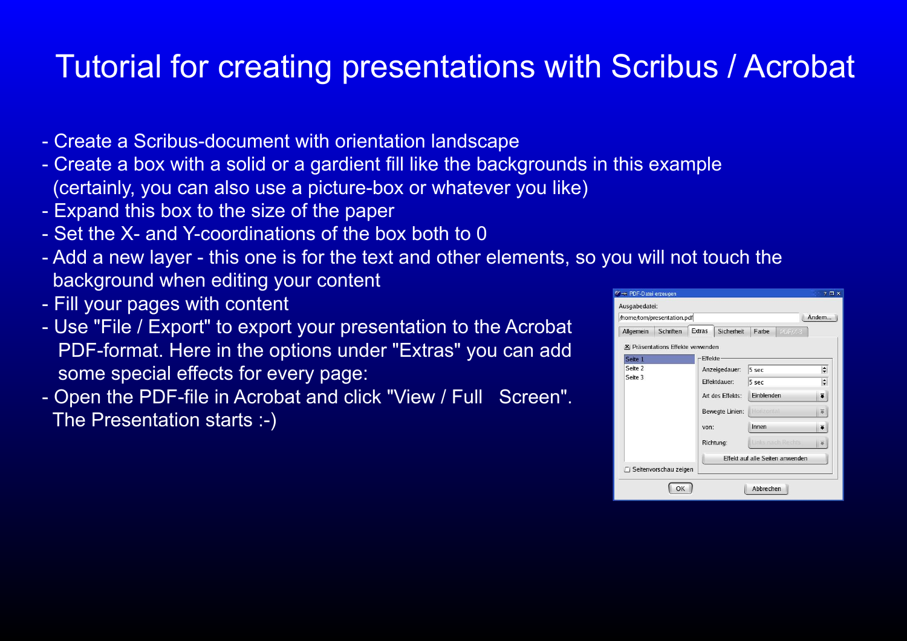# Tutorial for creating presentations with Scribus / Acrobat

- Create a Scribus-document with orientation landscape
- Create a box with a solid or a gardient fill like the backgrounds in this example
  (certainly, you can also use a picture-box or whatever you like)
- Expand this box to the size of the paper
- Set the X- and Y-coordinations of the box both to 0
- Add a new layer - this one is for the text and other elements, so you will not touch the background when editing your content
- Fill your pages with content
- Use "File / Export" to export your presentation to the Acrobat PDF-format. Here in the options under "Extras" you can add some special effects for every page:
- Open the PDF-file in Acrobat and click "View / Full Screen". The Presentation starts :-)